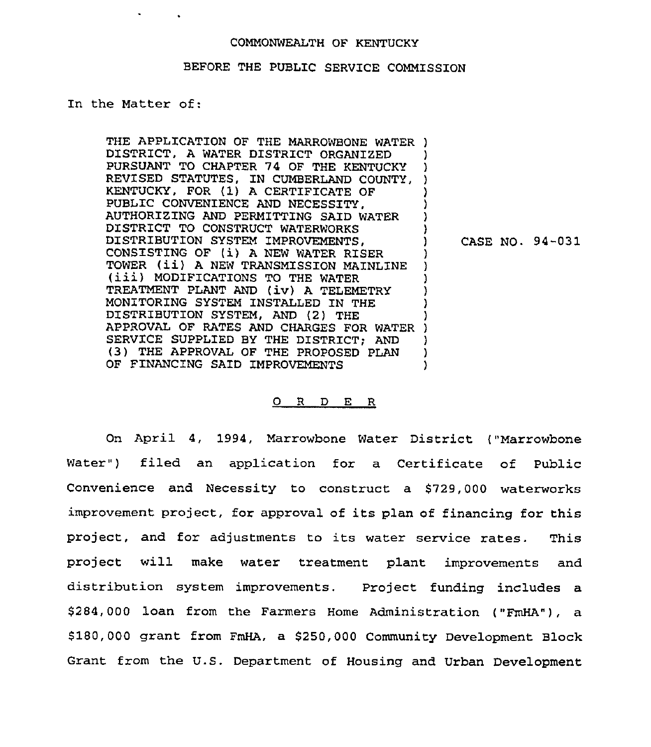COMMONWEALTH OF KENTUCKY

BEFORE THE PUBLIC SERVICE COMMISSION

In the Matter of:

THE APPLICATION OF THE MARROWBONE WATER DISTRICT, A WATER DISTRICT ORGANIZED PURSUANT TO CHAPTER 74 OF THE KENTUCKY REVISED STATUTES, IN CUMBERLAND COUNTY, KENTUCKY, FOR (1) A CERTIFICATE OF PUBLIC CONVENIENCE AND NECESSITY, AUTHORIZING AND PERMITTING SAID WATER DISTRICT TO CONSTRUCT WATERWORKS DISTRIBUTION SYSTEM IMPROVEMENTS, CONSISTING OF (i) A NEW WATER RISER TOWER (ii) A NEW TRANSMISSION MAINLINE (iii) MODIFICATIONS TO THE WATER TREATMENT PLANT AND (iv) A TELEMETRY MONITORING SYSTEM INSTALLED IN THE DISTRIBUTION SYSTEM, AND (2) THE APPROVAL OF RATES AND CHARGES FOR WATER SERVICE SUPPLIED BY THE DISTRICT; AND (3) THE APPROVAL OF THE PROPOSED PLAN OF FINANCING SAID IMPROVEMENTS

CASE NO. 94-031

O R D E R

On April 4, 1994, Marrowbone Water District ("Marrowbone Water") filed an application for a Certificate of Public Convenience and Necessity to construct a $729,000 waterworks improvement project, for approval of its plan of financing for this project, and for adjustments to its water service rates. This project will make water treatment plant improvements and distribution system improvements. Project funding includes a $284,000 loan from the Farmers Home Administration ("FmHA"), a $180,000 grant from FmHA, a $250,000 Community Development Block Grant from the U.S. Department of Housing and Urban Development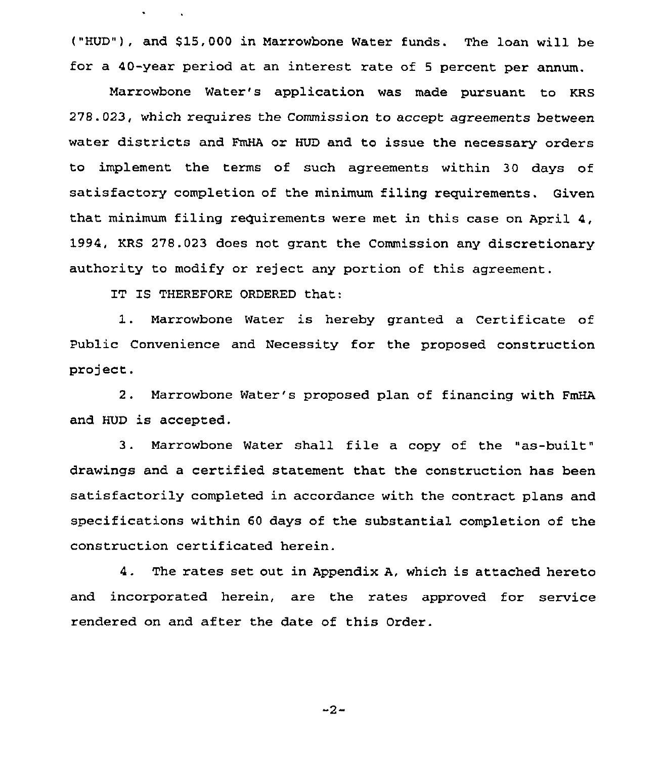("HUD"), and $15,000 in Marrowbone Water funds. The loan will be for a 40-year period at an interest rate of 5 percent per annum.

Marrowbone Water's application was made pursuant to KRS 278.023, which requires the Commission to accept agreements between water districts and FmHA or HUD and to issue the necessary orders to implement the terms of such agreements within 30 days of satisfactory completion of the minimum filing requirements. Given that minimum filing requirements were met in this case on April 4, 1994, KRS 278.023 does not grant the Commission any discretionary authority to modify or reject any portion of this agreement.

IT IS THEREFORE ORDERED that:

1. Marrowbone Water is hereby granted a Certificate of Public Convenience and Necessity for the proposed construction project.

2. Marrowbone Water's proposed plan of financing with FmHA and HUD is accepted.

3. Marrowbone Water shall file a copy of the "as-built" drawings and a certified statement that the construction has been satisfactorily completed in accordance with the contract plans and specifications within 60 days of the substantial completion of the construction certificated herein.

4. The rates set out in Appendix A, which is attached hereto and incorporated herein, are the rates approved for service rendered on and after the date of this Order.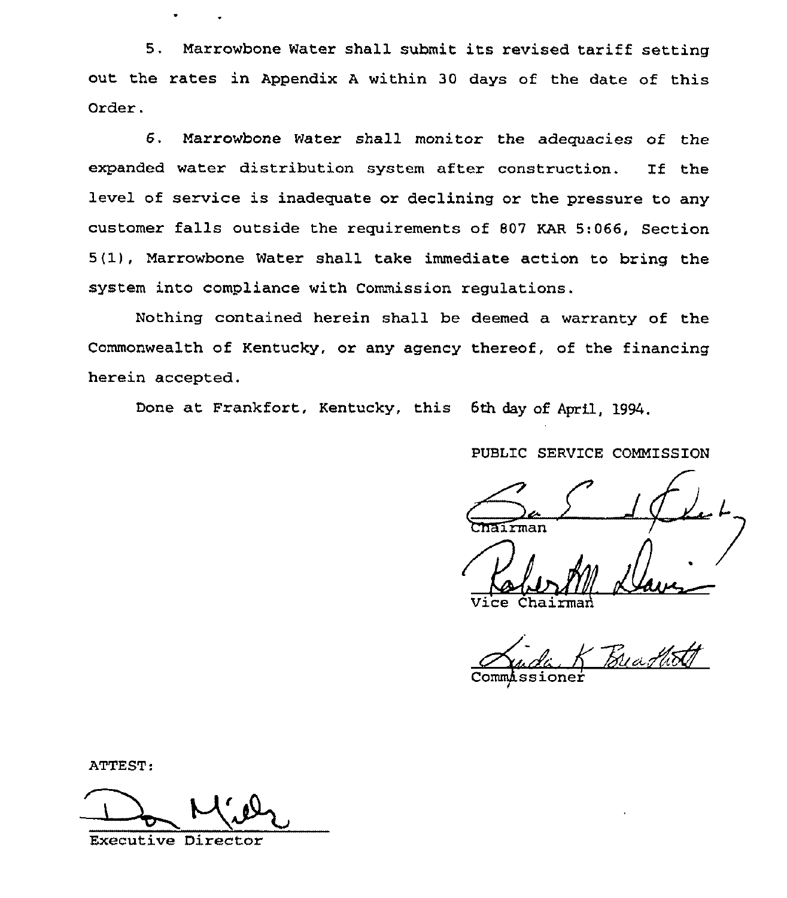5. Marrowbone Water shall submit its revised tariff setting out the rates in Appendix A within 30 days of the date of this Order.

6. Marrowbone Water shall monitor the adequacies of the expanded water distribution system after construction. If the level of service is inadequate or declining or the pressure to any customer falls outside the requirements of 807 KAR 5:066, Section 5(1), Marrowbone Water shall take immediate action to bring the system into compliance with Commission regulations.

Nothing contained herein shall be deemed a warranty of the Commonwealth of Kentucky, or any agency thereof, of the financing herein accepted.

Done at Frankfort, Kentucky, this 6th day of April, 1994.

PUBLIC SERVICE COMMISSION

Chairman

Vice Chairman

Commissioner

ATTEST:

Executive Director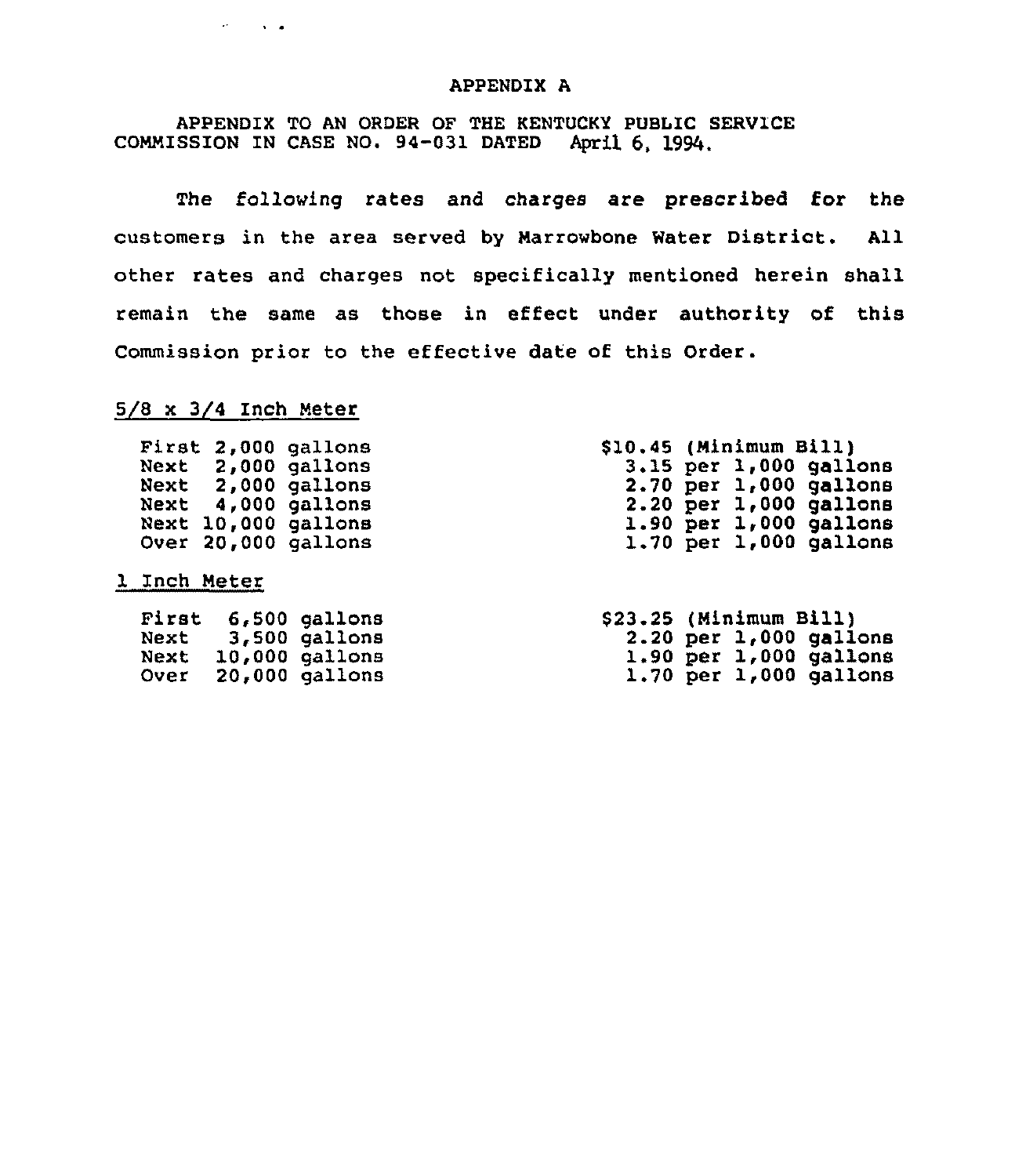# APPENDIX A

APPENDIX TO AN ORDER OF THE KENTUCKY PUBLIC SERVICE COMMISSION IN CASE NO. 94-031 DATED April 6, 1994.

The following rates and charges are prescribed for the customers in the area served by Marrowbone Water District. All other rates and charges not specifically mentioned herein shall remain the same as those in effect under authority of this Commission prior to the effective date of this Order.

5/8 x 3/4 Inch Meter

| | |
|---|---|
| First 2,000 gallons | $10.45 (Minimum Bill) |
| Next 2,000 gallons | 3.15 per 1,000 gallons |
| Next 2,000 gallons | 2.70 per 1,000 gallons |
| Next 4,000 gallons | 2.20 per 1,000 gallons |
| Next 10,000 gallons | 1.90 per 1,000 gallons |
| Over 20,000 gallons | 1.70 per 1,000 gallons |

1 Inch Meter

| | |
|---|---|
| First 6,500 gallons | $23.25 (Minimum Bill) |
| Next 3,500 gallons | 2.20 per 1,000 gallons |
| Next 10,000 gallons | 1.90 per 1,000 gallons |
| Over 20,000 gallons | 1.70 per 1,000 gallons |